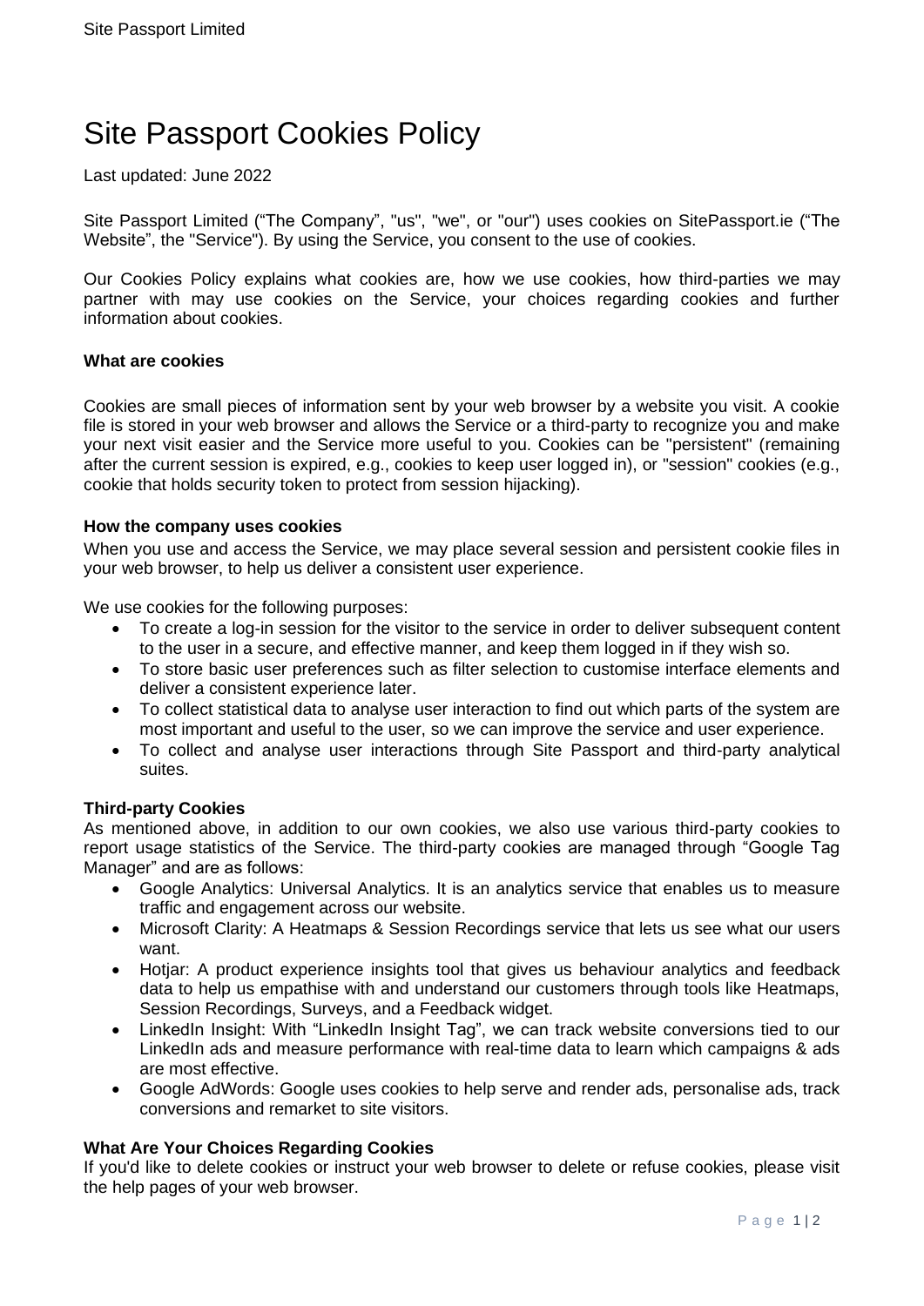# Site Passport Cookies Policy

Last updated: June 2022

Site Passport Limited ("The Company", "us", "we", or "our") uses cookies on SitePassport.ie ("The Website", the "Service"). By using the Service, you consent to the use of cookies.

Our Cookies Policy explains what cookies are, how we use cookies, how third-parties we may partner with may use cookies on the Service, your choices regarding cookies and further information about cookies.

### What are cookies

Cookies are small pieces of information sent by your web browser by a website you visit. A cookie file is stored in your web browser and allows the Service or a third-party to recognize you and make your next visit easier and the Service more useful to you. Cookies can be "persistent" (remaining after the current session is expired, e.g., cookies to keep user logged in), or "session" cookies (e.g., cookie that holds security token to protect from session hijacking).

### How the company uses cookies

When you use and access the Service, we may place several session and persistent cookie files in your web browser, to help us deliver a consistent user experience.

We use cookies for the following purposes:

- To create a log-in session for the visitor to the service in order to deliver subsequent content to the user in a secure, and effective manner, and keep them logged in if they wish so.
- To store basic user preferences such as filter selection to customise interface elements and deliver a consistent experience later.
- To collect statistical data to analyse user interaction to find out which parts of the system are most important and useful to the user, so we can improve the service and user experience.
- To collect and analyse user interactions through Site Passport and third-party analytical suites.

### Third-party Cookies

As mentioned above, in addition to our own cookies, we also use various third-party cookies to report usage statistics of the Service. The third-party cookies are managed through "Google Tag Manager" and are as follows:

- Google Analytics: Universal Analytics. It is an analytics service that enables us to measure traffic and engagement across our website.
- Microsoft Clarity: A Heatmaps & Session Recordings service that lets us see what our users want.
- Hotjar: A product experience insights tool that gives us behaviour analytics and feedback data to help us empathise with and understand our customers through tools like Heatmaps, Session Recordings, Surveys, and a Feedback widget.
- LinkedIn Insight: With "LinkedIn Insight Tag", we can track website conversions tied to our LinkedIn ads and measure performance with real-time data to learn which campaigns & ads are most effective.
- Google AdWords: Google uses cookies to help serve and render ads, personalise ads, track conversions and remarket to site visitors.

### What Are Your Choices Regarding Cookies

If you'd like to delete cookies or instruct your web browser to delete or refuse cookies, please visit the help pages of your web browser.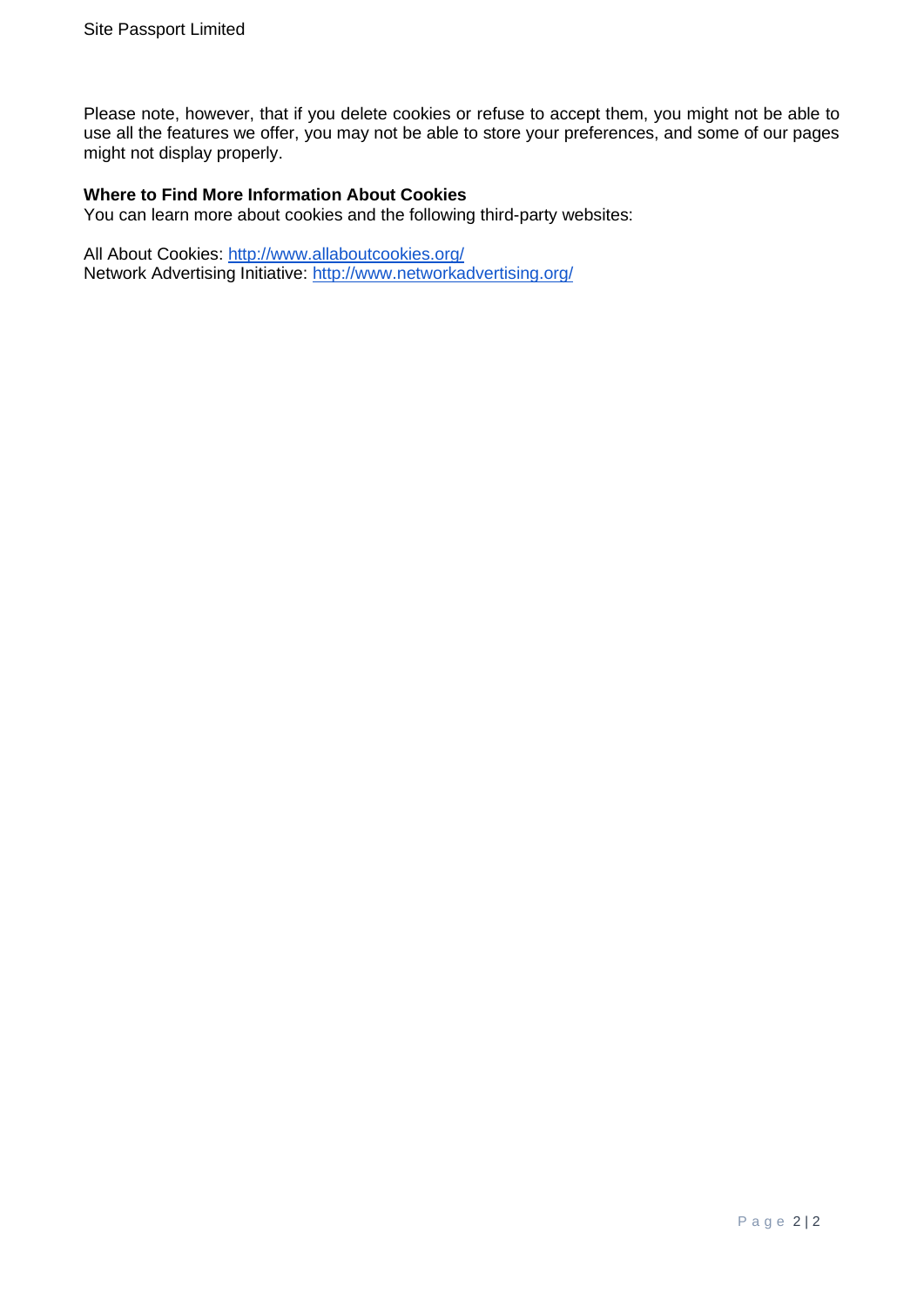Please note, however, that if you delete cookies or refuse to accept them, you might not be able to use all the features we offer, you may not be able to store your preferences, and some of our pages might not display properly.

**Where to Find More Information About Cookies**
You can learn more about cookies and the following third-party websites:

All About Cookies: http://www.allaboutcookies.org/
Network Advertising Initiative: http://www.networkadvertising.org/